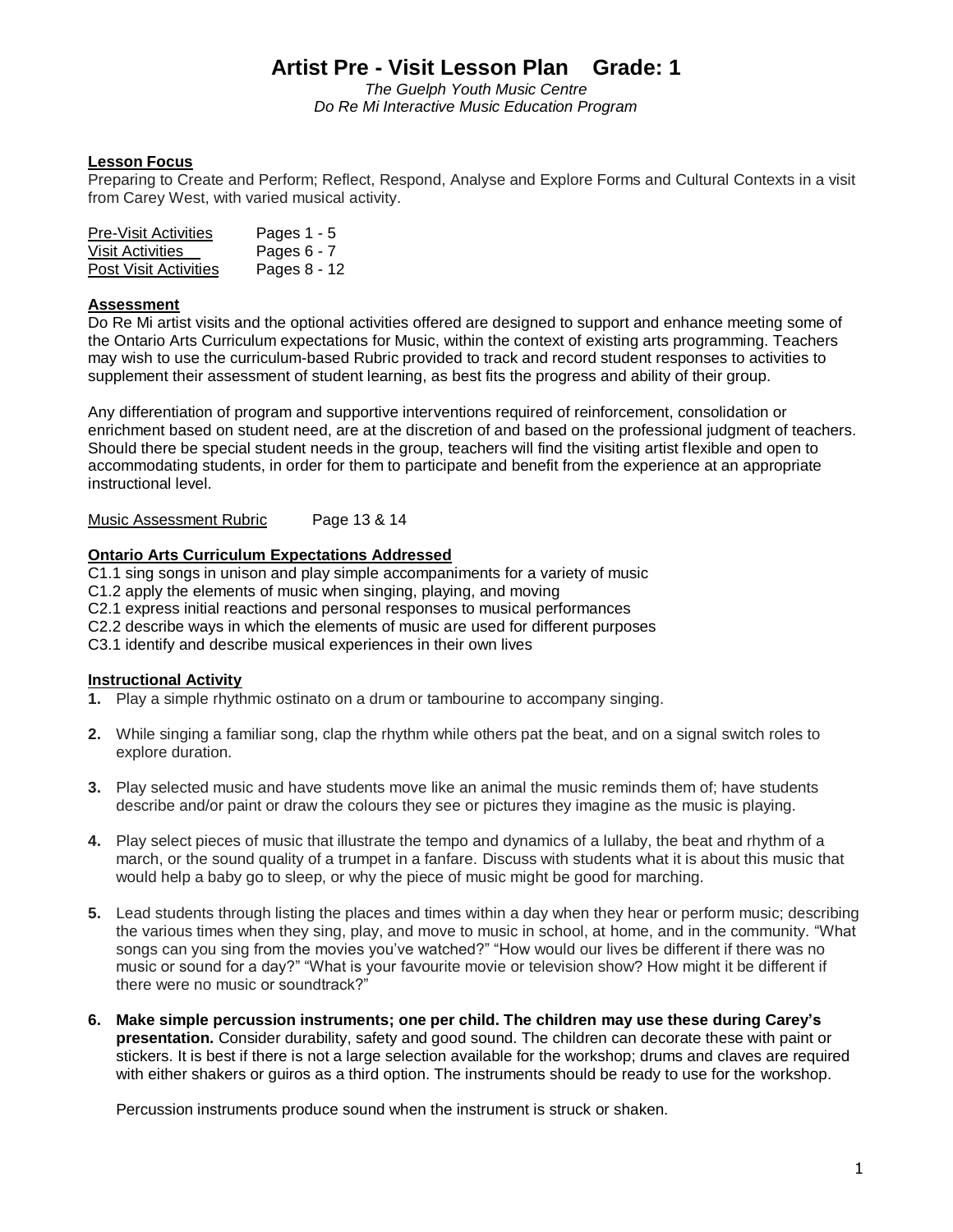# Artist Pre - Visit Lesson Plan Grade: 1

*The Guelph Youth Music Centre*
*Do Re Mi Interactive Music Education Program*

**Lesson Focus**

Preparing to Create and Perform; Reflect, Respond, Analyse and Explore Forms and Cultural Contexts in a visit from Carey West, with varied musical activity.

| | |
|---|---|
| Pre-Visit Activities | Pages 1 - 5 |
| Visit Activities | Pages 6 - 7 |
| Post Visit Activities | Pages 8 - 12 |

**Assessment**

Do Re Mi artist visits and the optional activities offered are designed to support and enhance meeting some of the Ontario Arts Curriculum expectations for Music, within the context of existing arts programming. Teachers may wish to use the curriculum-based Rubric provided to track and record student responses to activities to supplement their assessment of student learning, as best fits the progress and ability of their group.

Any differentiation of program and supportive interventions required of reinforcement, consolidation or enrichment based on student need, are at the discretion of and based on the professional judgment of teachers. Should there be special student needs in the group, teachers will find the visiting artist flexible and open to accommodating students, in order for them to participate and benefit from the experience at an appropriate instructional level.

Music Assessment Rubric Page 13 & 14

**Ontario Arts Curriculum Expectations Addressed**

C1.1 sing songs in unison and play simple accompaniments for a variety of music
C1.2 apply the elements of music when singing, playing, and moving
C2.1 express initial reactions and personal responses to musical performances
C2.2 describe ways in which the elements of music are used for different purposes
C3.1 identify and describe musical experiences in their own lives

**Instructional Activity**

1. Play a simple rhythmic ostinato on a drum or tambourine to accompany singing.

2. While singing a familiar song, clap the rhythm while others pat the beat, and on a signal switch roles to explore duration.

3. Play selected music and have students move like an animal the music reminds them of; have students describe and/or paint or draw the colours they see or pictures they imagine as the music is playing.

4. Play select pieces of music that illustrate the tempo and dynamics of a lullaby, the beat and rhythm of a march, or the sound quality of a trumpet in a fanfare. Discuss with students what it is about this music that would help a baby go to sleep, or why the piece of music might be good for marching.

5. Lead students through listing the places and times within a day when they hear or perform music; describing the various times when they sing, play, and move to music in school, at home, and in the community. "What songs can you sing from the movies you've watched?" "How would our lives be different if there was no music or sound for a day?" "What is your favourite movie or television show? How might it be different if there were no music or soundtrack?"

6. **Make simple percussion instruments; one per child. The children may use these during Carey's presentation.** Consider durability, safety and good sound. The children can decorate these with paint or stickers. It is best if there is not a large selection available for the workshop; drums and claves are required with either shakers or guiros as a third option. The instruments should be ready to use for the workshop.

   Percussion instruments produce sound when the instrument is struck or shaken.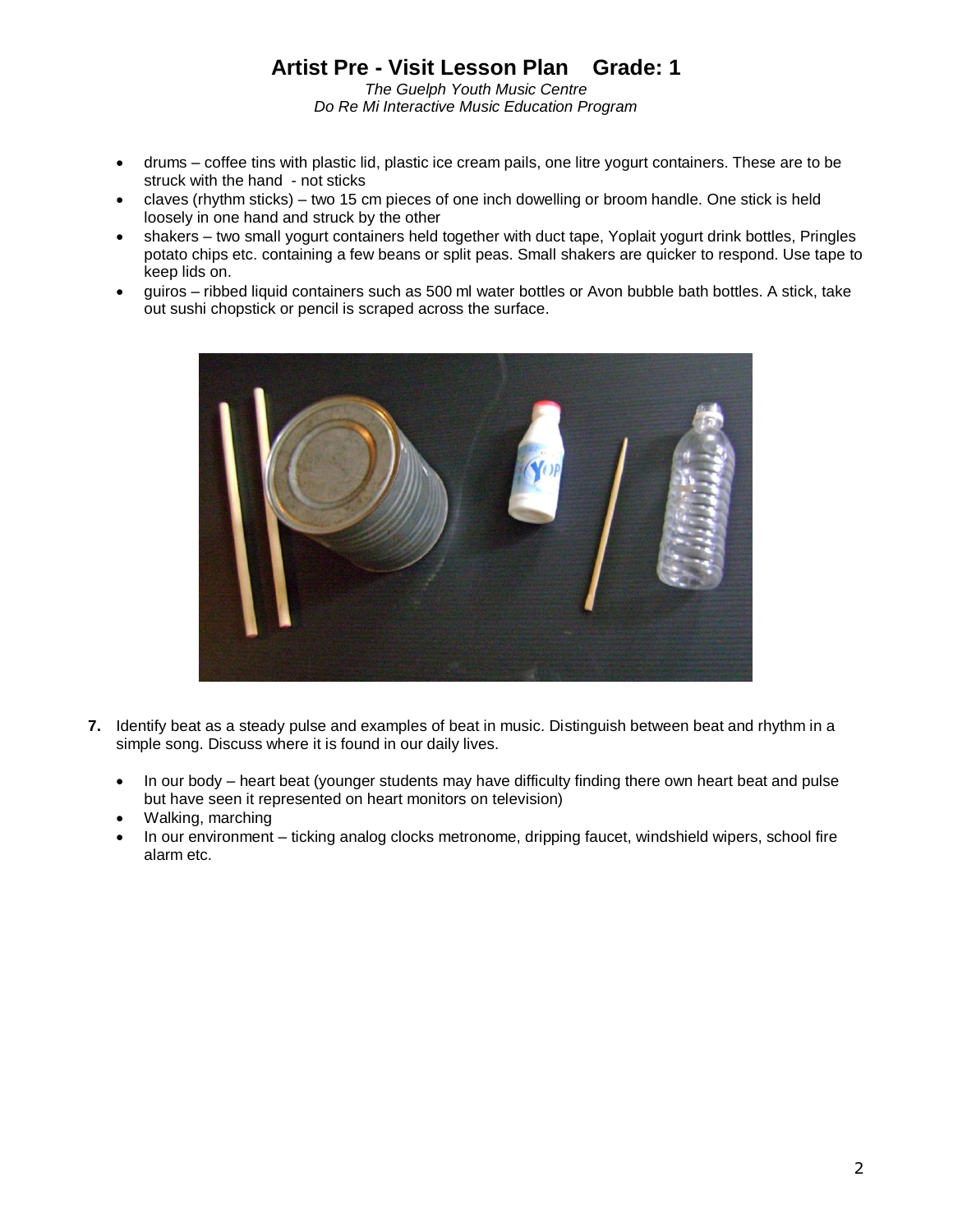- drums – coffee tins with plastic lid, plastic ice cream pails, one litre yogurt containers. These are to be struck with the hand - not sticks
- claves (rhythm sticks) – two 15 cm pieces of one inch dowelling or broom handle. One stick is held loosely in one hand and struck by the other
- shakers – two small yogurt containers held together with duct tape, Yoplait yogurt drink bottles, Pringles potato chips etc. containing a few beans or split peas. Small shakers are quicker to respond. Use tape to keep lids on.
- guiros – ribbed liquid containers such as 500 ml water bottles or Avon bubble bath bottles. A stick, take out sushi chopstick or pencil is scraped across the surface.

**7.** Identify beat as a steady pulse and examples of beat in music. Distinguish between beat and rhythm in a simple song. Discuss where it is found in our daily lives.

- In our body – heart beat (younger students may have difficulty finding there own heart beat and pulse but have seen it represented on heart monitors on television)
- Walking, marching
- In our environment – ticking analog clocks metronome, dripping faucet, windshield wipers, school fire alarm etc.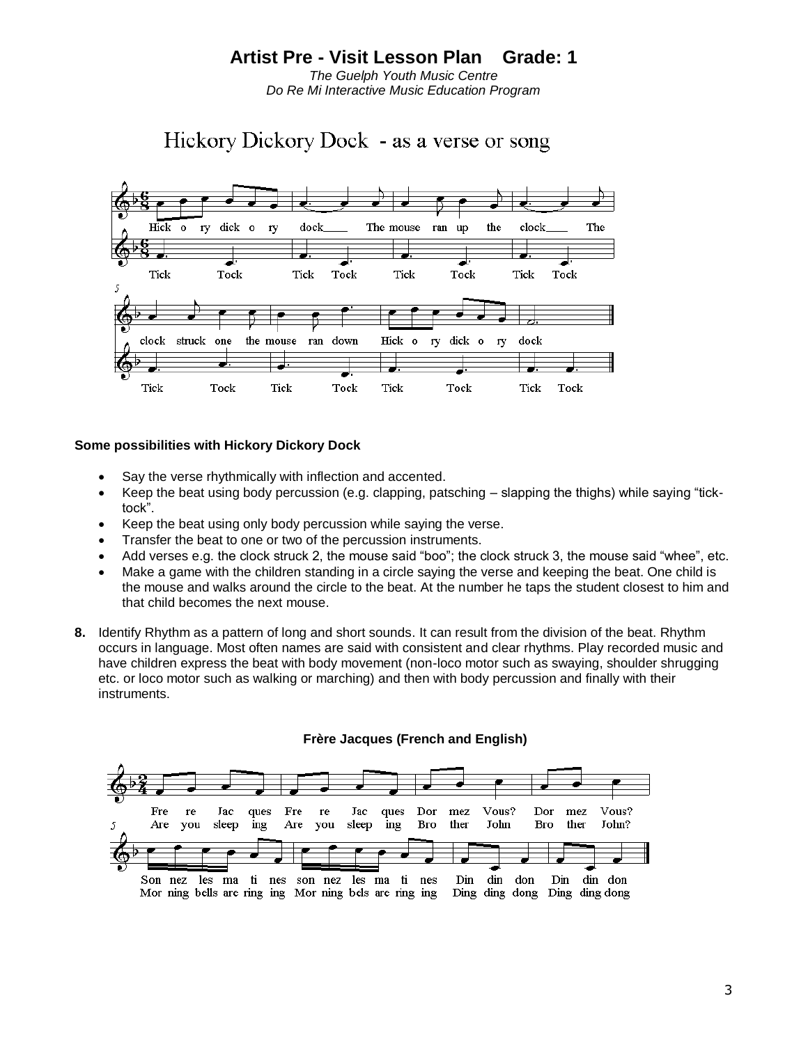# Artist Pre - Visit Lesson Plan Grade: 1

*The Guelph Youth Music Centre*
*Do Re Mi Interactive Music Education Program*

## Hickory Dickory Dock - as a verse or song

Hick o ry dick o ry dock\_\_\_\_ The mouse ran up the clock\_\_\_\_ The
Tick Tock Tick Tock Tick Tock Tick Tock

clock struck one the mouse ran down Hick o ry dick o ry dock
Tick Tock Tick Tock Tick Tock Tick Tock

**Some possibilities with Hickory Dickory Dock**

- Say the verse rhythmically with inflection and accented.
- Keep the beat using body percussion (e.g. clapping, patsching – slapping the thighs) while saying "tick-tock".
- Keep the beat using only body percussion while saying the verse.
- Transfer the beat to one or two of the percussion instruments.
- Add verses e.g. the clock struck 2, the mouse said "boo"; the clock struck 3, the mouse said "whee", etc.
- Make a game with the children standing in a circle saying the verse and keeping the beat. One child is the mouse and walks around the circle to the beat. At the number he taps the student closest to him and that child becomes the next mouse.

**8.** Identify Rhythm as a pattern of long and short sounds. It can result from the division of the beat. Rhythm occurs in language. Most often names are said with consistent and clear rhythms. Play recorded music and have children express the beat with body movement (non-loco motor such as swaying, shoulder shrugging etc. or loco motor such as walking or marching) and then with body percussion and finally with their instruments.

**Frère Jacques (French and English)**

Fre re Jac ques Fre re Jac ques Dor mez Vous? Dor mez Vous?
Are you sleep ing Are you sleep ing Bro ther John Bro ther John?

Son nez les ma ti nes son nez les ma ti nes Din din don Din din don
Mor ning bells are ring ing Mor ning bels are ring ing Ding ding dong Ding ding dong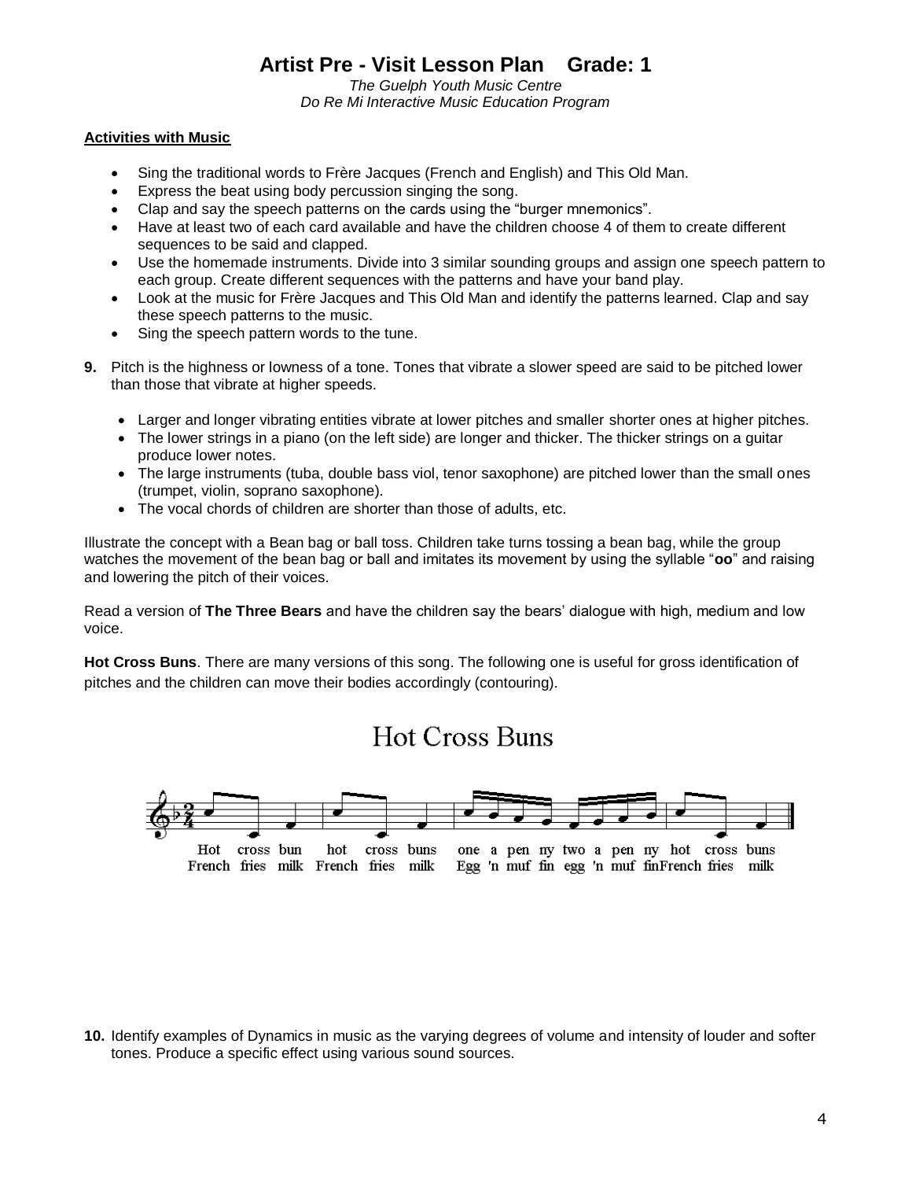**Activities with Music**

- Sing the traditional words to Frère Jacques (French and English) and This Old Man.
- Express the beat using body percussion singing the song.
- Clap and say the speech patterns on the cards using the "burger mnemonics".
- Have at least two of each card available and have the children choose 4 of them to create different sequences to be said and clapped.
- Use the homemade instruments. Divide into 3 similar sounding groups and assign one speech pattern to each group. Create different sequences with the patterns and have your band play.
- Look at the music for Frère Jacques and This Old Man and identify the patterns learned. Clap and say these speech patterns to the music.
- Sing the speech pattern words to the tune.

**9.** Pitch is the highness or lowness of a tone. Tones that vibrate a slower speed are said to be pitched lower than those that vibrate at higher speeds.

- Larger and longer vibrating entities vibrate at lower pitches and smaller shorter ones at higher pitches.
- The lower strings in a piano (on the left side) are longer and thicker. The thicker strings on a guitar produce lower notes.
- The large instruments (tuba, double bass viol, tenor saxophone) are pitched lower than the small ones (trumpet, violin, soprano saxophone).
- The vocal chords of children are shorter than those of adults, etc.

Illustrate the concept with a Bean bag or ball toss. Children take turns tossing a bean bag, while the group watches the movement of the bean bag or ball and imitates its movement by using the syllable "**oo**" and raising and lowering the pitch of their voices.

Read a version of **The Three Bears** and have the children say the bears' dialogue with high, medium and low voice.

**Hot Cross Buns**. There are many versions of this song. The following one is useful for gross identification of pitches and the children can move their bodies accordingly (contouring).

Hot Cross Buns

Hot cross bun hot cross buns one a pen ny two a pen ny hot cross buns
French fries milk French fries milk Egg 'n muf fin egg 'n muf finFrench fries milk

**10.** Identify examples of Dynamics in music as the varying degrees of volume and intensity of louder and softer tones. Produce a specific effect using various sound sources.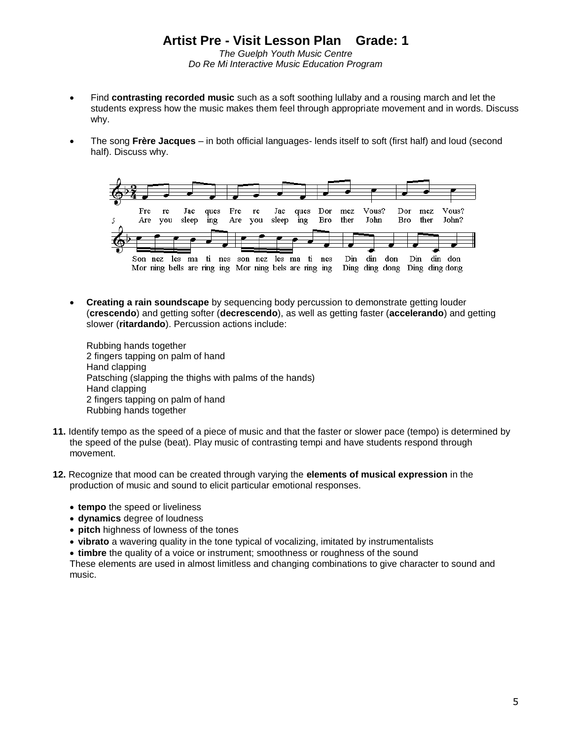# Artist Pre - Visit Lesson Plan    Grade: 1

*The Guelph Youth Music Centre*
*Do Re Mi Interactive Music Education Program*

- Find **contrasting recorded music** such as a soft soothing lullaby and a rousing march and let the students express how the music makes them feel through appropriate movement and in words. Discuss why.

- The song **Frère Jacques** – in both official languages- lends itself to soft (first half) and loud (second half). Discuss why.

Fre re Jac ques Fre re Jac ques Dor mez Vous? Dor mez Vous?
Are you sleep ing Are you sleep ing Bro ther John Bro ther John?

Son nez les ma ti nes son nez les ma ti nes Din din don Din din don
Mor ning bells are ring ing Mor ning bels are ring ing Ding ding dong Ding ding dong

- **Creating a rain soundscape** by sequencing body percussion to demonstrate getting louder (**crescendo**) and getting softer (**decrescendo**), as well as getting faster (**accelerando**) and getting slower (**ritardando**). Percussion actions include:

  Rubbing hands together
  2 fingers tapping on palm of hand
  Hand clapping
  Patsching (slapping the thighs with palms of the hands)
  Hand clapping
  2 fingers tapping on palm of hand
  Rubbing hands together

**11.** Identify tempo as the speed of a piece of music and that the faster or slower pace (tempo) is determined by the speed of the pulse (beat). Play music of contrasting tempi and have students respond through movement.

**12.** Recognize that mood can be created through varying the **elements of musical expression** in the production of music and sound to elicit particular emotional responses.

- **tempo** the speed or liveliness
- **dynamics** degree of loudness
- **pitch** highness of lowness of the tones
- **vibrato** a wavering quality in the tone typical of vocalizing, imitated by instrumentalists
- **timbre** the quality of a voice or instrument; smoothness or roughness of the sound

These elements are used in almost limitless and changing combinations to give character to sound and music.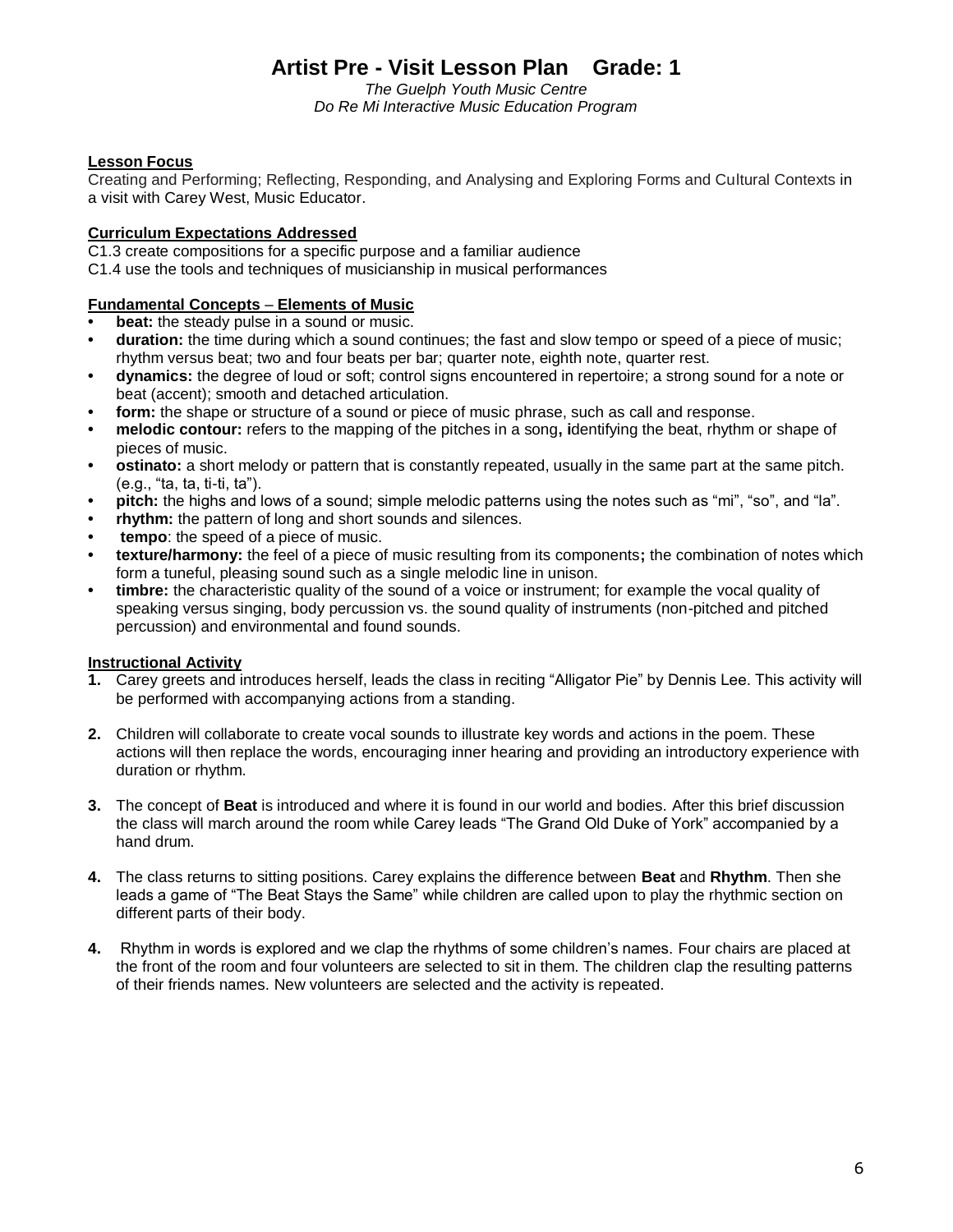# Artist Pre - Visit Lesson Plan Grade: 1

*The Guelph Youth Music Centre*
*Do Re Mi Interactive Music Education Program*

**Lesson Focus**

Creating and Performing; Reflecting, Responding, and Analysing and Exploring Forms and Cultural Contexts in a visit with Carey West, Music Educator.

**Curriculum Expectations Addressed**

C1.3 create compositions for a specific purpose and a familiar audience
C1.4 use the tools and techniques of musicianship in musical performances

**Fundamental Concepts – Elements of Music**

- **beat:** the steady pulse in a sound or music.
- **duration:** the time during which a sound continues; the fast and slow tempo or speed of a piece of music; rhythm versus beat; two and four beats per bar; quarter note, eighth note, quarter rest.
- **dynamics:** the degree of loud or soft; control signs encountered in repertoire; a strong sound for a note or beat (accent); smooth and detached articulation.
- **form:** the shape or structure of a sound or piece of music phrase, such as call and response.
- **melodic contour:** refers to the mapping of the pitches in a song**, i**dentifying the beat, rhythm or shape of pieces of music.
- **ostinato:** a short melody or pattern that is constantly repeated, usually in the same part at the same pitch. (e.g., "ta, ta, ti-ti, ta").
- **pitch:** the highs and lows of a sound; simple melodic patterns using the notes such as "mi", "so", and "la".
- **rhythm:** the pattern of long and short sounds and silences.
- **tempo**: the speed of a piece of music.
- **texture/harmony:** the feel of a piece of music resulting from its components**;** the combination of notes which form a tuneful, pleasing sound such as a single melodic line in unison.
- **timbre:** the characteristic quality of the sound of a voice or instrument; for example the vocal quality of speaking versus singing, body percussion vs. the sound quality of instruments (non-pitched and pitched percussion) and environmental and found sounds.

**Instructional Activity**

**1.** Carey greets and introduces herself, leads the class in reciting "Alligator Pie" by Dennis Lee. This activity will be performed with accompanying actions from a standing.

**2.** Children will collaborate to create vocal sounds to illustrate key words and actions in the poem. These actions will then replace the words, encouraging inner hearing and providing an introductory experience with duration or rhythm.

**3.** The concept of **Beat** is introduced and where it is found in our world and bodies. After this brief discussion the class will march around the room while Carey leads "The Grand Old Duke of York" accompanied by a hand drum.

**4.** The class returns to sitting positions. Carey explains the difference between **Beat** and **Rhythm**. Then she leads a game of "The Beat Stays the Same" while children are called upon to play the rhythmic section on different parts of their body.

**4.** Rhythm in words is explored and we clap the rhythms of some children's names. Four chairs are placed at the front of the room and four volunteers are selected to sit in them. The children clap the resulting patterns of their friends names. New volunteers are selected and the activity is repeated.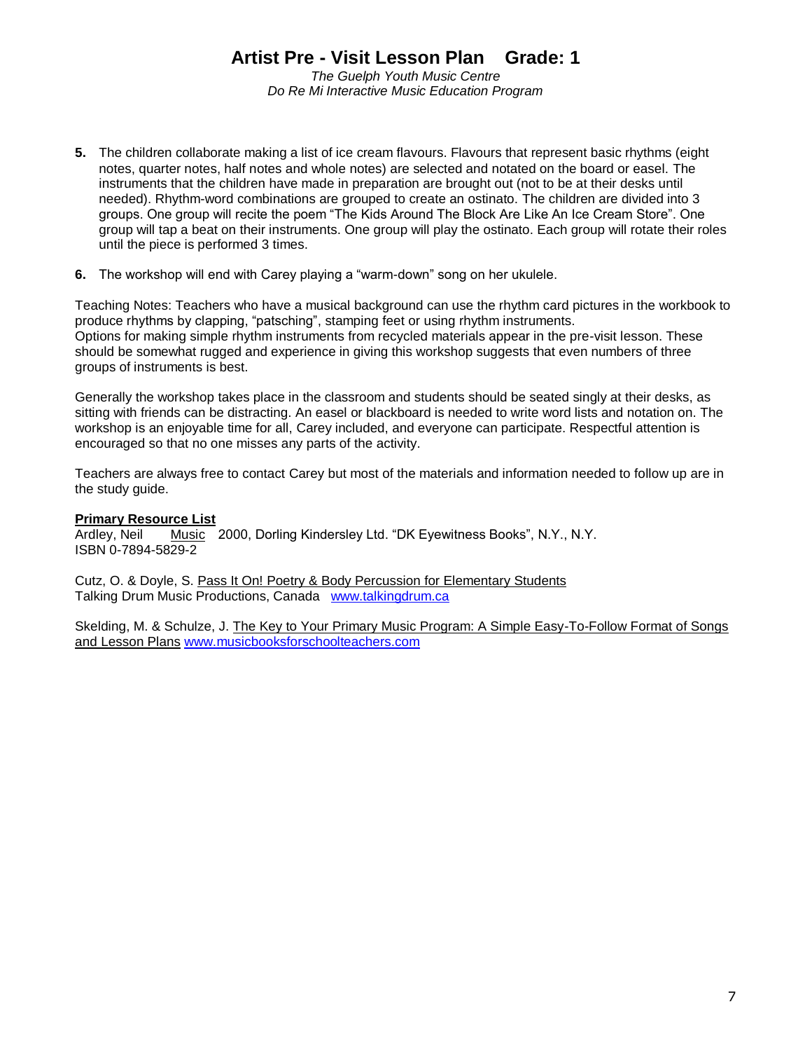# Artist Pre - Visit Lesson Plan Grade: 1

*The Guelph Youth Music Centre*
*Do Re Mi Interactive Music Education Program*

5. The children collaborate making a list of ice cream flavours. Flavours that represent basic rhythms (eight notes, quarter notes, half notes and whole notes) are selected and notated on the board or easel. The instruments that the children have made in preparation are brought out (not to be at their desks until needed). Rhythm-word combinations are grouped to create an ostinato. The children are divided into 3 groups. One group will recite the poem "The Kids Around The Block Are Like An Ice Cream Store". One group will tap a beat on their instruments. One group will play the ostinato. Each group will rotate their roles until the piece is performed 3 times.

6. The workshop will end with Carey playing a "warm-down" song on her ukulele.

Teaching Notes: Teachers who have a musical background can use the rhythm card pictures in the workbook to produce rhythms by clapping, "patsching", stamping feet or using rhythm instruments.
Options for making simple rhythm instruments from recycled materials appear in the pre-visit lesson. These should be somewhat rugged and experience in giving this workshop suggests that even numbers of three groups of instruments is best.

Generally the workshop takes place in the classroom and students should be seated singly at their desks, as sitting with friends can be distracting. An easel or blackboard is needed to write word lists and notation on. The workshop is an enjoyable time for all, Carey included, and everyone can participate. Respectful attention is encouraged so that no one misses any parts of the activity.

Teachers are always free to contact Carey but most of the materials and information needed to follow up are in the study guide.

**Primary Resource List**

Ardley, Neil Music 2000, Dorling Kindersley Ltd. "DK Eyewitness Books", N.Y., N.Y.
ISBN 0-7894-5829-2

Cutz, O. & Doyle, S. Pass It On! Poetry & Body Percussion for Elementary Students
Talking Drum Music Productions, Canada www.talkingdrum.ca

Skelding, M. & Schulze, J. The Key to Your Primary Music Program: A Simple Easy-To-Follow Format of Songs and Lesson Plans www.musicbooksforschoolteachers.com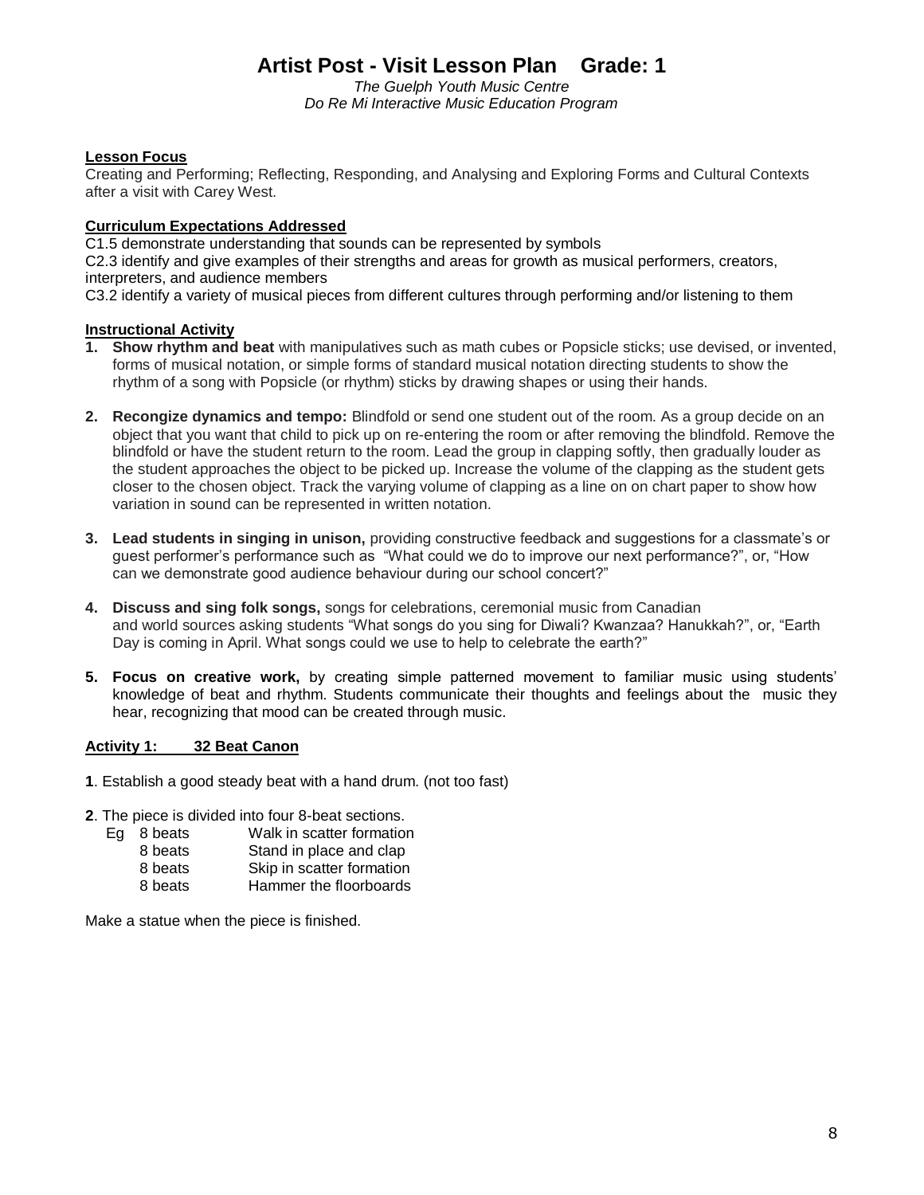# Artist Post - Visit Lesson Plan Grade: 1

*The Guelph Youth Music Centre*
*Do Re Mi Interactive Music Education Program*

**Lesson Focus**

Creating and Performing; Reflecting, Responding, and Analysing and Exploring Forms and Cultural Contexts after a visit with Carey West.

**Curriculum Expectations Addressed**

C1.5 demonstrate understanding that sounds can be represented by symbols
C2.3 identify and give examples of their strengths and areas for growth as musical performers, creators, interpreters, and audience members
C3.2 identify a variety of musical pieces from different cultures through performing and/or listening to them

**Instructional Activity**

1. **Show rhythm and beat** with manipulatives such as math cubes or Popsicle sticks; use devised, or invented, forms of musical notation, or simple forms of standard musical notation directing students to show the rhythm of a song with Popsicle (or rhythm) sticks by drawing shapes or using their hands.

2. **Recongize dynamics and tempo:** Blindfold or send one student out of the room. As a group decide on an object that you want that child to pick up on re-entering the room or after removing the blindfold. Remove the blindfold or have the student return to the room. Lead the group in clapping softly, then gradually louder as the student approaches the object to be picked up. Increase the volume of the clapping as the student gets closer to the chosen object. Track the varying volume of clapping as a line on on chart paper to show how variation in sound can be represented in written notation.

3. **Lead students in singing in unison,** providing constructive feedback and suggestions for a classmate's or guest performer's performance such as "What could we do to improve our next performance?", or, "How can we demonstrate good audience behaviour during our school concert?"

4. **Discuss and sing folk songs,** songs for celebrations, ceremonial music from Canadian and world sources asking students "What songs do you sing for Diwali? Kwanzaa? Hanukkah?", or, "Earth Day is coming in April. What songs could we use to help to celebrate the earth?"

5. **Focus on creative work,** by creating simple patterned movement to familiar music using students' knowledge of beat and rhythm. Students communicate their thoughts and feelings about the music they hear, recognizing that mood can be created through music.

**Activity 1: 32 Beat Canon**

**1**. Establish a good steady beat with a hand drum. (not too fast)

**2**. The piece is divided into four 8-beat sections.

Eg 8 beats Walk in scatter formation
8 beats Stand in place and clap
8 beats Skip in scatter formation
8 beats Hammer the floorboards

Make a statue when the piece is finished.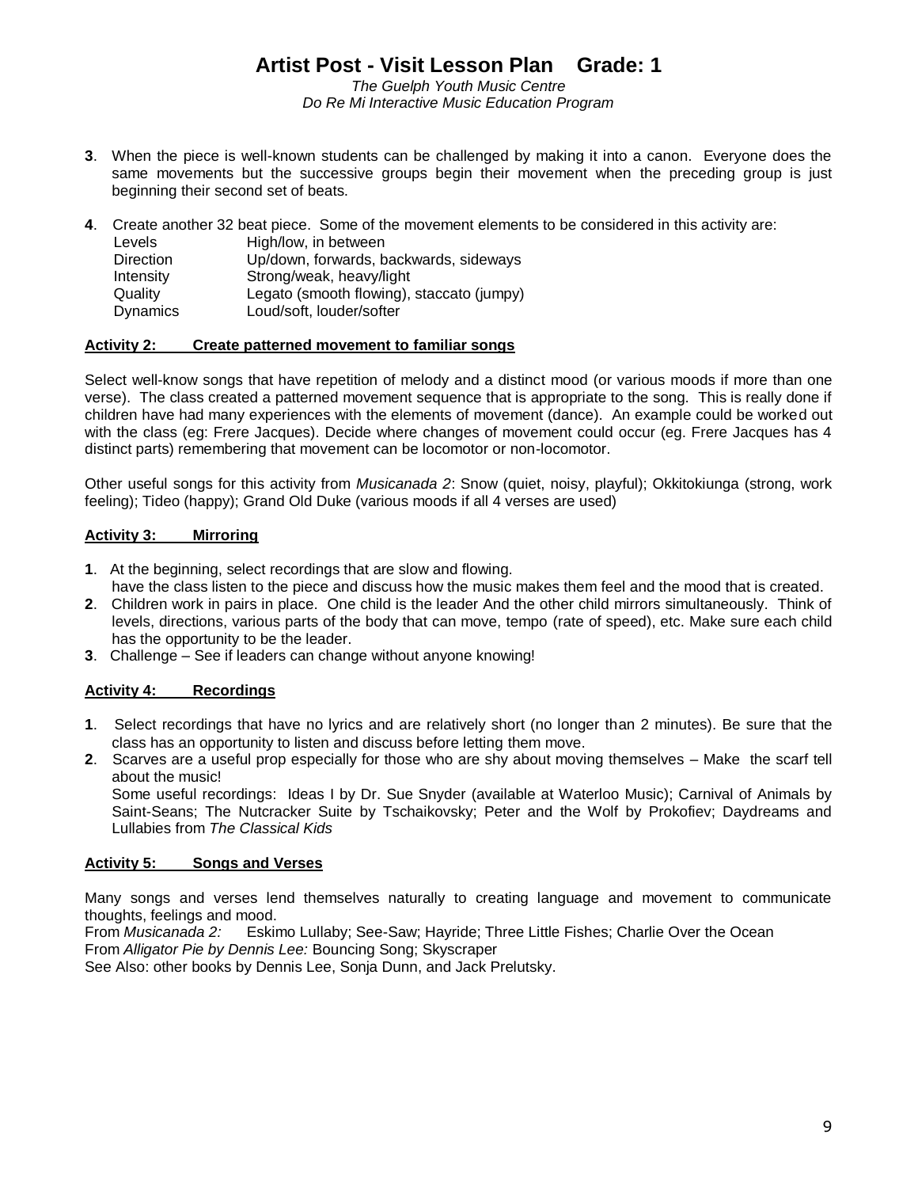# Artist Post - Visit Lesson Plan Grade: 1

*The Guelph Youth Music Centre*
*Do Re Mi Interactive Music Education Program*

**3**. When the piece is well-known students can be challenged by making it into a canon. Everyone does the same movements but the successive groups begin their movement when the preceding group is just beginning their second set of beats.

**4**. Create another 32 beat piece. Some of the movement elements to be considered in this activity are:

| | |
|---|---|
| Levels | High/low, in between |
| Direction | Up/down, forwards, backwards, sideways |
| Intensity | Strong/weak, heavy/light |
| Quality | Legato (smooth flowing), staccato (jumpy) |
| Dynamics | Loud/soft, louder/softer |

**Activity 2: Create patterned movement to familiar songs**

Select well-know songs that have repetition of melody and a distinct mood (or various moods if more than one verse). The class created a patterned movement sequence that is appropriate to the song. This is really done if children have had many experiences with the elements of movement (dance). An example could be worked out with the class (eg: Frere Jacques). Decide where changes of movement could occur (eg. Frere Jacques has 4 distinct parts) remembering that movement can be locomotor or non-locomotor.

Other useful songs for this activity from *Musicanada 2*: Snow (quiet, noisy, playful); Okkitokiunga (strong, work feeling); Tideo (happy); Grand Old Duke (various moods if all 4 verses are used)

**Activity 3: Mirroring**

**1**. At the beginning, select recordings that are slow and flowing.
have the class listen to the piece and discuss how the music makes them feel and the mood that is created.

**2**. Children work in pairs in place. One child is the leader And the other child mirrors simultaneously. Think of levels, directions, various parts of the body that can move, tempo (rate of speed), etc. Make sure each child has the opportunity to be the leader.

**3**. Challenge – See if leaders can change without anyone knowing!

**Activity 4: Recordings**

**1**. Select recordings that have no lyrics and are relatively short (no longer than 2 minutes). Be sure that the class has an opportunity to listen and discuss before letting them move.

**2**. Scarves are a useful prop especially for those who are shy about moving themselves – Make the scarf tell about the music!
Some useful recordings: Ideas I by Dr. Sue Snyder (available at Waterloo Music); Carnival of Animals by Saint-Seans; The Nutcracker Suite by Tschaikovsky; Peter and the Wolf by Prokofiev; Daydreams and Lullabies from *The Classical Kids*

**Activity 5: Songs and Verses**

Many songs and verses lend themselves naturally to creating language and movement to communicate thoughts, feelings and mood.
From *Musicanada 2:* Eskimo Lullaby; See-Saw; Hayride; Three Little Fishes; Charlie Over the Ocean
From *Alligator Pie by Dennis Lee:* Bouncing Song; Skyscraper
See Also: other books by Dennis Lee, Sonja Dunn, and Jack Prelutsky.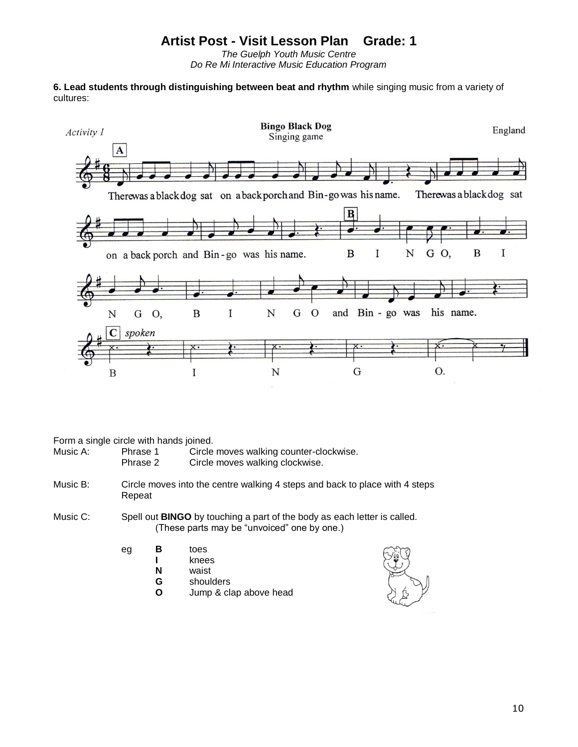# Artist Post - Visit Lesson Plan  Grade: 1

*The Guelph Youth Music Centre*
*Do Re Mi Interactive Music Education Program*

**6. Lead students through distinguishing between beat and rhythm** while singing music from a variety of cultures:

*Activity 1*

**Bingo Black Dog**
Singing game

England

**A**

There was a black dog sat on a back porch and Bin-go was his name. There was a black dog sat on a back porch and Bin-go was his name.

**B**

B I N G O, B I N G O, B I N G O and Bin - go was his name.

**C** *spoken*

B I N G O.

Form a single circle with hands joined.

Music A: Phrase 1 Circle moves walking counter-clockwise.
Phrase 2 Circle moves walking clockwise.

Music B: Circle moves into the centre walking 4 steps and back to place with 4 steps
Repeat

Music C: Spell out **BINGO** by touching a part of the body as each letter is called.
(These parts may be "unvoiced" one by one.)

eg
**B** toes
**I** knees
**N** waist
**G** shoulders
**O** Jump & clap above head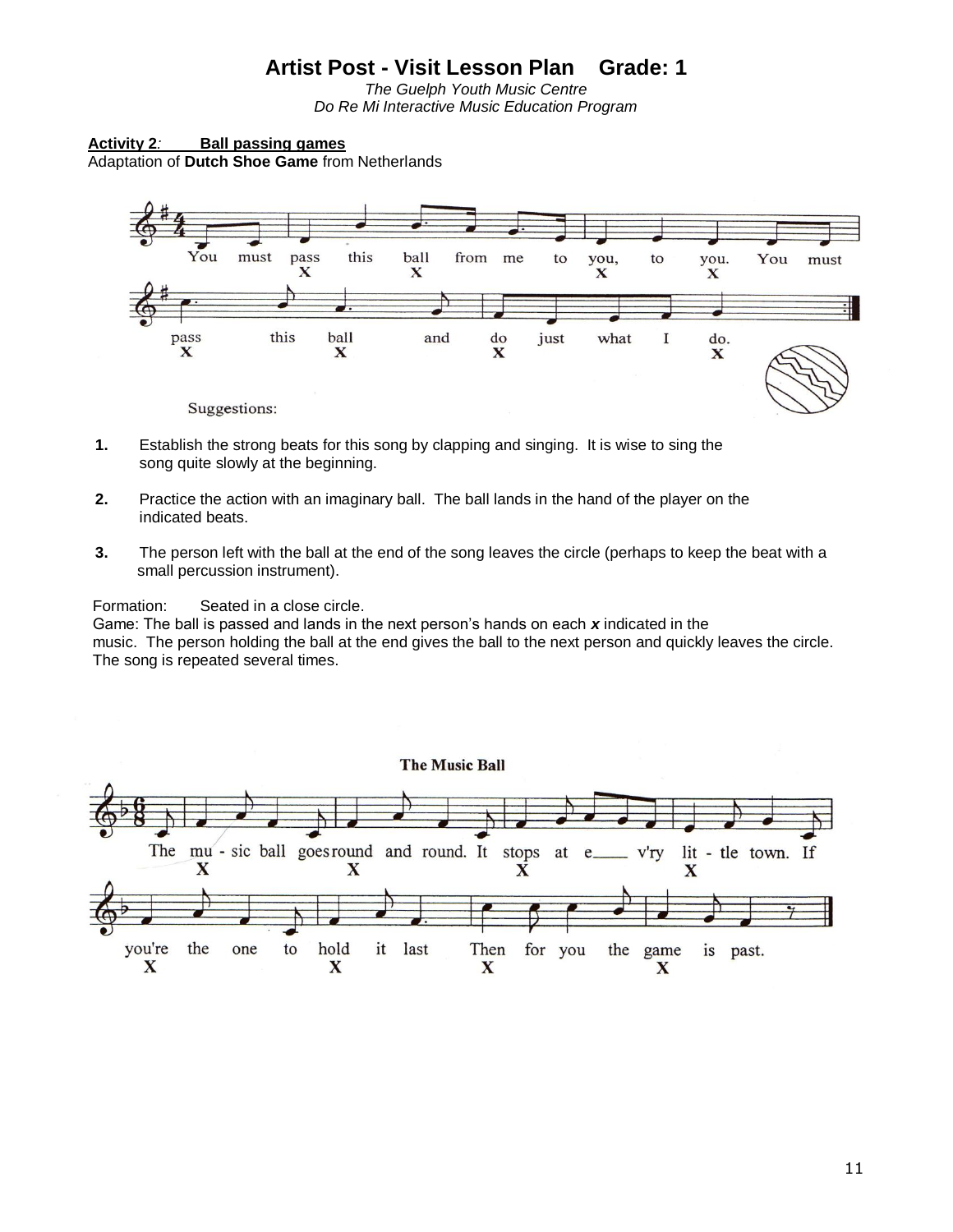# Artist Post - Visit Lesson Plan  Grade: 1

*The Guelph Youth Music Centre*
*Do Re Mi Interactive Music Education Program*

**Activity 2: Ball passing games**
Adaptation of **Dutch Shoe Game** from Netherlands

You must pass this ball from me to you, to you. You must pass this ball and do just what I do.

Suggestions:

1. Establish the strong beats for this song by clapping and singing. It is wise to sing the song quite slowly at the beginning.

2. Practice the action with an imaginary ball. The ball lands in the hand of the player on the indicated beats.

3. The person left with the ball at the end of the song leaves the circle (perhaps to keep the beat with a small percussion instrument).

Formation: Seated in a close circle.
Game: The ball is passed and lands in the next person's hands on each ***x*** indicated in the music. The person holding the ball at the end gives the ball to the next person and quickly leaves the circle. The song is repeated several times.

**The Music Ball**

The mu - sic ball goes round and round. It stops at e___ v'ry lit - tle town. If you're the one to hold it last Then for you the game is past.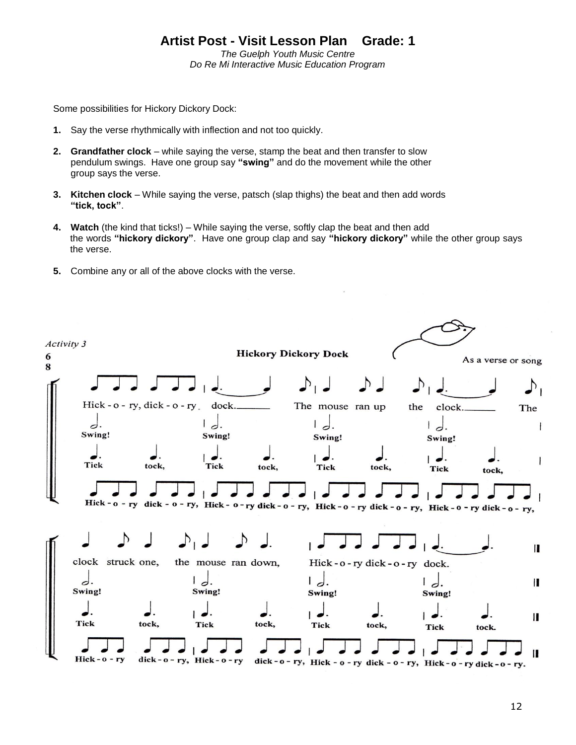# Artist Post - Visit Lesson Plan  Grade: 1

*The Guelph Youth Music Centre*
*Do Re Mi Interactive Music Education Program*

Some possibilities for Hickory Dickory Dock:

1. Say the verse rhythmically with inflection and not too quickly.

2. **Grandfather clock** – while saying the verse, stamp the beat and then transfer to slow pendulum swings. Have one group say **"swing"** and do the movement while the other group says the verse.

3. **Kitchen clock** – While saying the verse, patsch (slap thighs) the beat and then add words **"tick, tock"**.

4. **Watch** (the kind that ticks!) – While saying the verse, softly clap the beat and then add the words **"hickory dickory"**. Have one group clap and say **"hickory dickory"** while the other group says the verse.

5. Combine any or all of the above clocks with the verse.

*Activity 3*

**Hickory Dickory Dock**

6/8

As a verse or song

Hick - o - ry, dick - o - ry dock. The mouse ran up the clock. The

Swing! Swing! Swing! Swing!

Tick tock, Tick tock, Tick tock, Tick tock,

Hick - o - ry dick - o - ry, Hick - o - ry dick - o - ry, Hick - o - ry dick - o - ry, Hick - o - ry dick - o - ry,

clock struck one, the mouse ran down, Hick - o - ry dick - o - ry dock.

Swing! Swing! Swing! Swing!

Tick tock, Tick tock, Tick tock, Tick tock.

Hick - o - ry dick - o - ry, Hick - o - ry dick - o - ry, Hick - o - ry dick - o - ry, Hick - o - ry dick - o - ry.